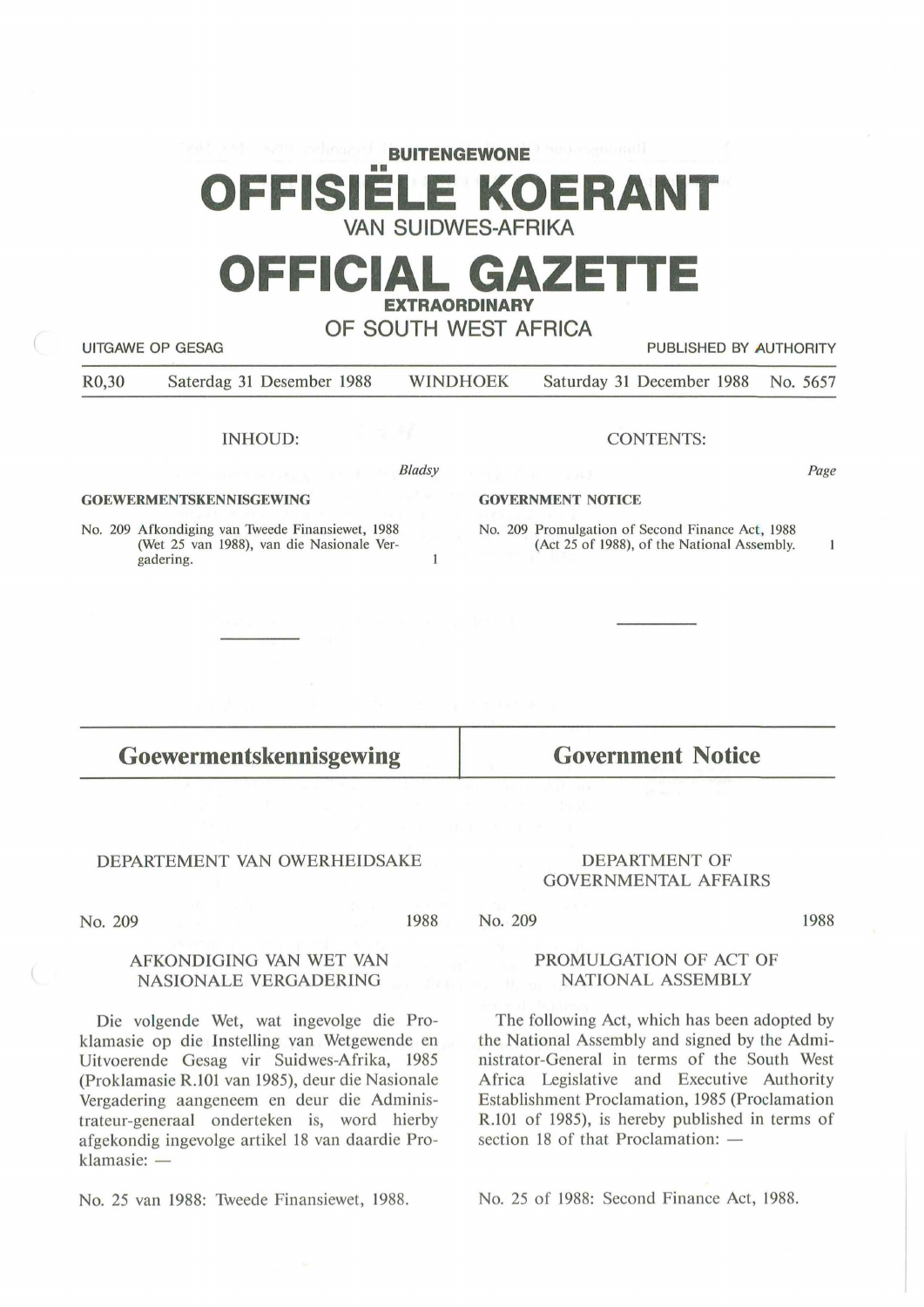**BUITENGEWONE**

# OFFISIËLE KOERANT

VAN SUIDWES-AFRIKA

# OFFICIAL GAZETTE

**EXTRAORDINARY**

OF SOUTH WEST AFRICA

UITGAWE OP GESAG | PUBLISHED BY AUTHORITY

R0,30 | Saterdag 31 Desember 1988 | WINDHOEK | Saturday 31 December 1988 | No. 5657

INHOUD:

| | Bladsy |
|---|---|
| **GOEWERMENTSKENNISGEWING** | |
| No. 209 Afkondiging van Tweede Finansiewet, 1988 (Wet 25 van 1988), van die Nasionale Vergadering. | 1 |

CONTENTS:

| | Page |
|---|---|
| **GOVERNMENT NOTICE** | |
| No. 209 Promulgation of Second Finance Act, 1988 (Act 25 of 1988), of the National Assembly. | 1 |

---

## Goewermentskennisgewing

DEPARTEMENT VAN OWERHEIDSAKE

No. 209 1988

AFKONDIGING VAN WET VAN NASIONALE VERGADERING

Die volgende Wet, wat ingevolge die Proklamasie op die Instelling van Wetgewende en Uitvoerende Gesag vir Suidwes-Afrika, 1985 (Proklamasie R.101 van 1985), deur die Nasionale Vergadering aangeneem en deur die Administrateur-generaal onderteken is, word hierby afgekondig ingevolge artikel 18 van daardie Proklamasie: —

No. 25 van 1988: Tweede Finansiewet, 1988.

## Government Notice

DEPARTMENT OF GOVERNMENTAL AFFAIRS

No. 209 1988

PROMULGATION OF ACT OF NATIONAL ASSEMBLY

The following Act, which has been adopted by the National Assembly and signed by the Administrator-General in terms of the South West Africa Legislative and Executive Authority Establishment Proclamation, 1985 (Proclamation R.101 of 1985), is hereby published in terms of section 18 of that Proclamation: —

No. 25 of 1988: Second Finance Act, 1988.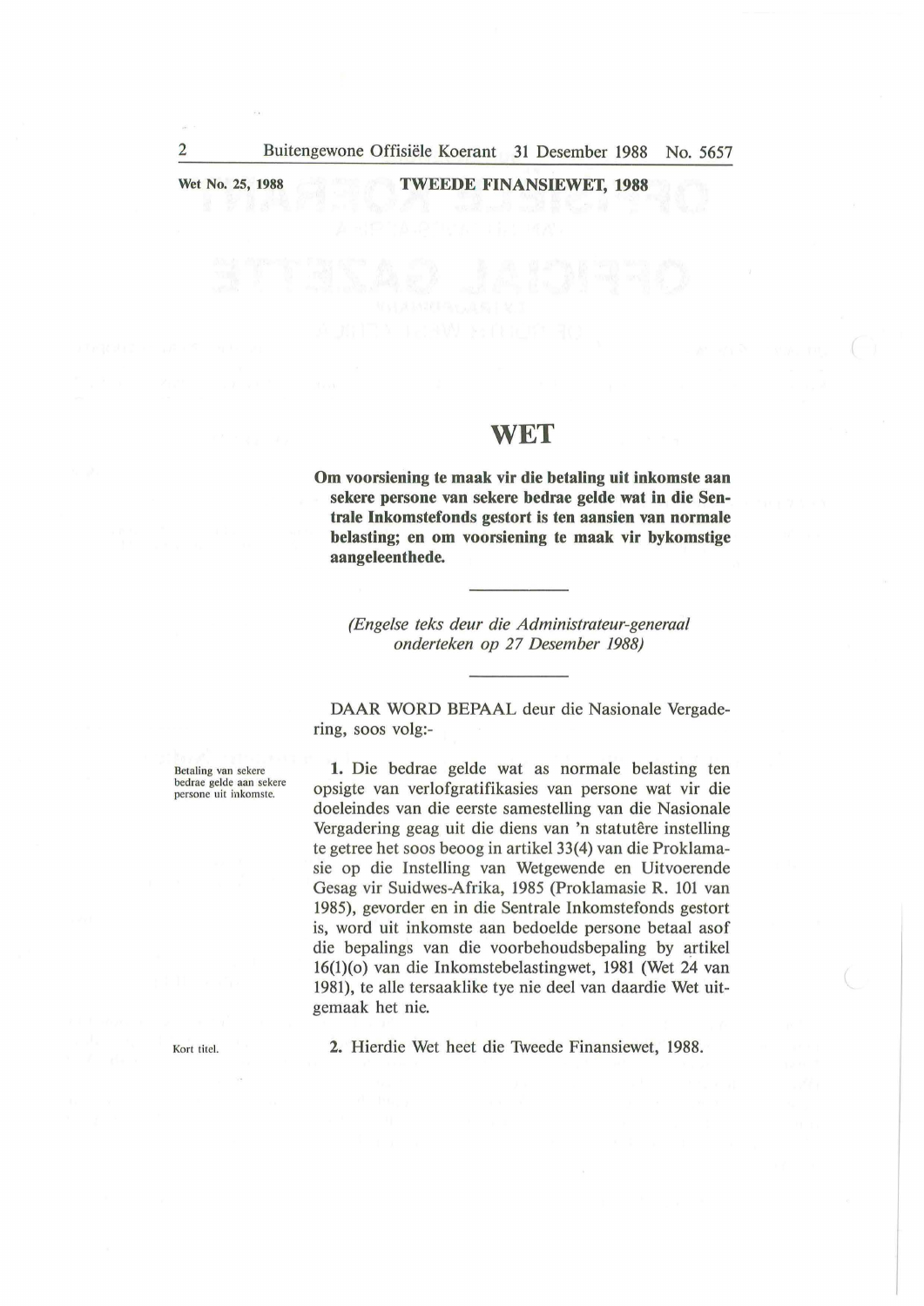Wet No. 25, 1988 **TWEEDE FINANSIEWET, 1988**

# WET

**Om voorsiening te maak vir die betaling uit inkomste aan sekere persone van sekere bedrae gelde wat in die Sentrale Inkomstefonds gestort is ten aansien van normale belasting; en om voorsiening te maak vir bykomstige aangeleenthede.**

*(Engelse teks deur die Administrateur-generaal onderteken op 27 Desember 1988)*

DAAR WORD BEPAAL deur die Nasionale Vergadering, soos volg:-

Betaling van sekere bedrae gelde aan sekere persone uit inkomste.

**1.** Die bedrae gelde wat as normale belasting ten opsigte van verlofgratifikasies van persone wat vir die doeleindes van die eerste samestelling van die Nasionale Vergadering geag uit die diens van 'n statutêre instelling te getree het soos beoog in artikel 33(4) van die Proklamasie op die Instelling van Wetgewende en Uitvoerende Gesag vir Suidwes-Afrika, 1985 (Proklamasie R. 101 van 1985), gevorder en in die Sentrale Inkomstefonds gestort is, word uit inkomste aan bedoelde persone betaal asof die bepalings van die voorbehoudsbepaling by artikel 16(1)(o) van die Inkomstebelastingwet, 1981 (Wet 24 van 1981), te alle tersaaklike tye nie deel van daardie Wet uitgemaak het nie.

Kort titel.

**2.** Hierdie Wet heet die Tweede Finansiewet, 1988.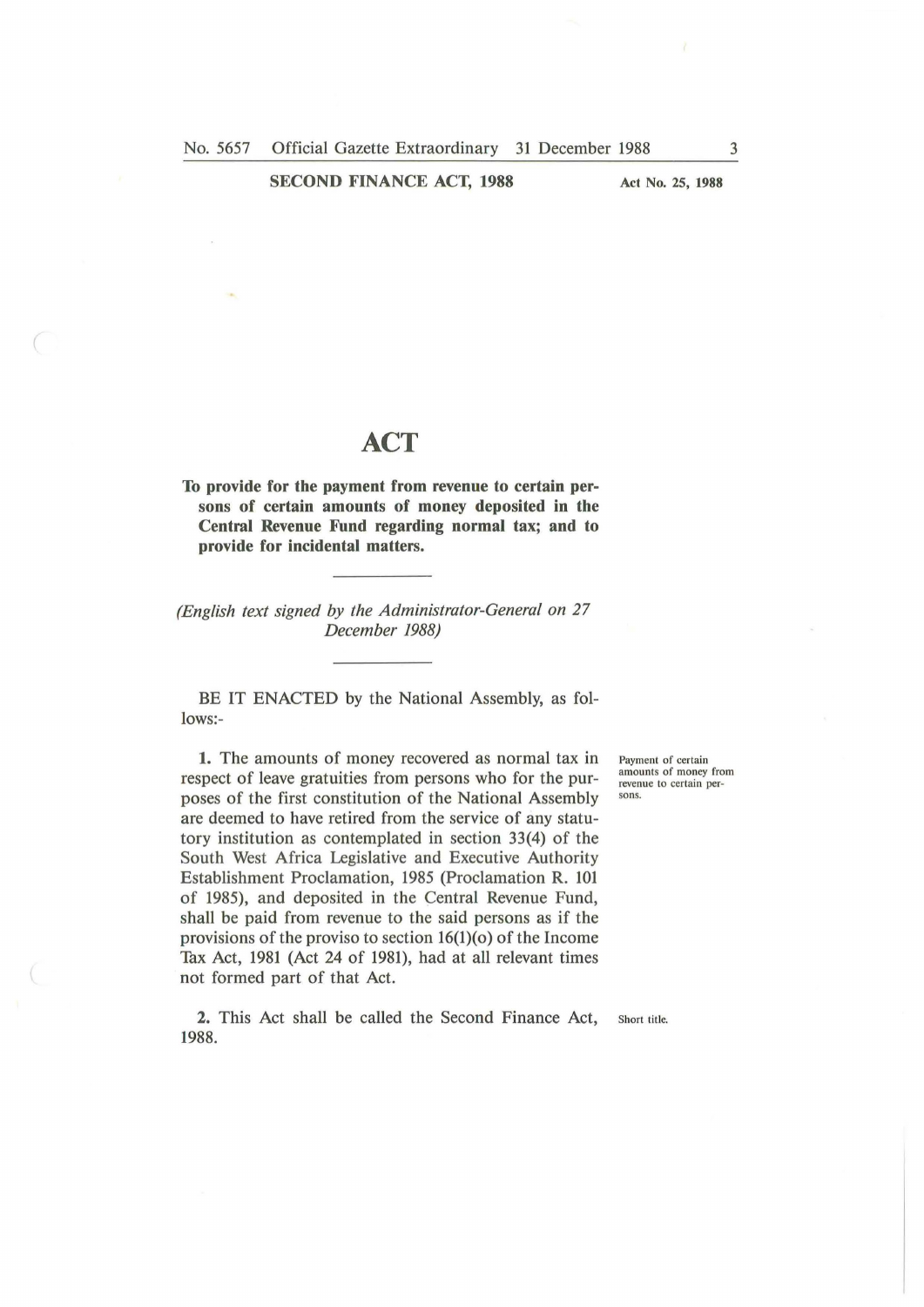**SECOND FINANCE ACT, 1988** — Act No. 25, 1988

# ACT

**To provide for the payment from revenue to certain persons of certain amounts of money deposited in the Central Revenue Fund regarding normal tax; and to provide for incidental matters.**

*(English text signed by the Administrator-General on 27 December 1988)*

BE IT ENACTED by the National Assembly, as follows:-

*Payment of certain amounts of money from revenue to certain persons.*

**1.** The amounts of money recovered as normal tax in respect of leave gratuities from persons who for the purposes of the first constitution of the National Assembly are deemed to have retired from the service of any statutory institution as contemplated in section 33(4) of the South West Africa Legislative and Executive Authority Establishment Proclamation, 1985 (Proclamation R. 101 of 1985), and deposited in the Central Revenue Fund, shall be paid from revenue to the said persons as if the provisions of the proviso to section 16(1)(o) of the Income Tax Act, 1981 (Act 24 of 1981), had at all relevant times not formed part of that Act.

*Short title.*

**2.** This Act shall be called the Second Finance Act, 1988.